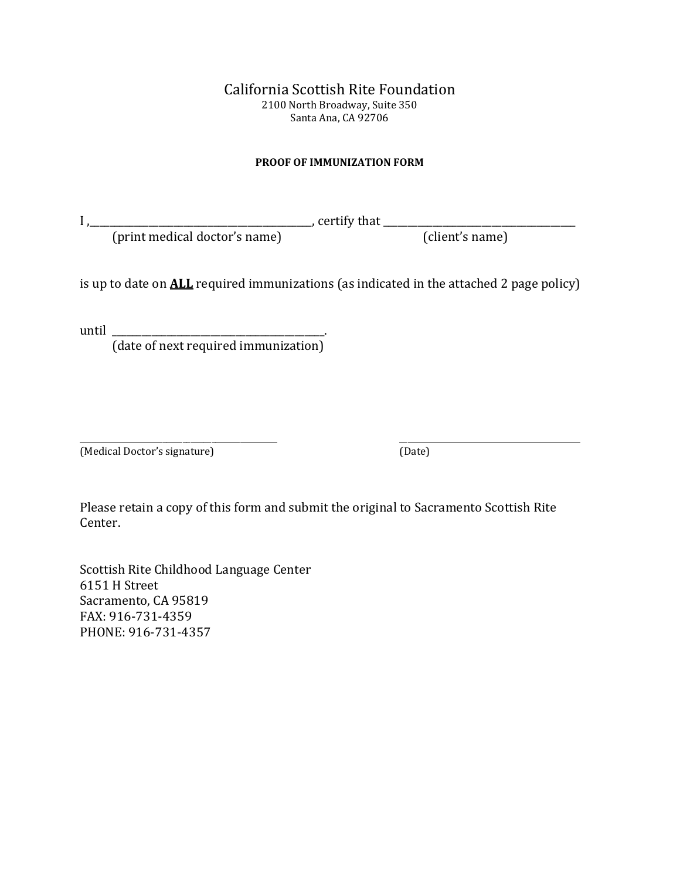# California Scottish Rite Foundation

2100 North Broadway, Suite 350
Santa Ana, CA 92706

**PROOF OF IMMUNIZATION FORM**

I ,\_\_\_\_\_\_\_\_\_\_\_\_\_\_\_\_\_\_\_\_\_\_\_\_\_\_\_\_\_\_\_\_\_\_\_\_\_\_\_\_, certify that \_\_\_\_\_\_\_\_\_\_\_\_\_\_\_\_\_\_\_\_\_\_\_\_\_\_\_\_\_\_\_\_\_\_\_\_\_\_
(print medical doctor's name) (client's name)

is up to date on **ALL** required immunizations (as indicated in the attached 2 page policy)

until \_\_\_\_\_\_\_\_\_\_\_\_\_\_\_\_\_\_\_\_\_\_\_\_\_\_\_\_\_\_\_\_\_\_\_\_\_\_\_\_.
(date of next required immunization)

\_\_\_\_\_\_\_\_\_\_\_\_\_\_\_\_\_\_\_\_\_\_\_\_\_\_\_\_\_\_\_\_\_\_\_\_\_\_\_\_ \_\_\_\_\_\_\_\_\_\_\_\_\_\_\_\_\_\_\_\_\_\_\_\_\_\_\_\_\_\_\_\_\_\_\_\_\_\_
(Medical Doctor's signature) (Date)

Please retain a copy of this form and submit the original to Sacramento Scottish Rite Center.

Scottish Rite Childhood Language Center
6151 H Street
Sacramento, CA 95819
FAX: 916-731-4359
PHONE: 916-731-4357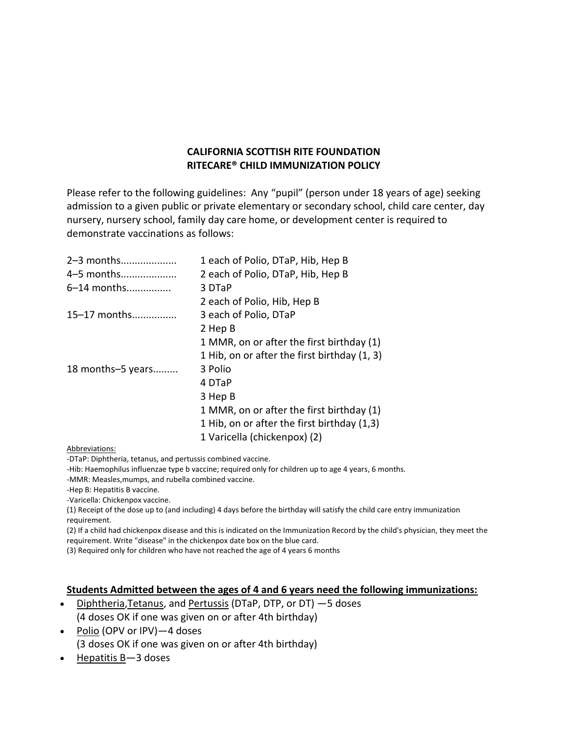**CALIFORNIA SCOTTISH RITE FOUNDATION**
**RITECARE® CHILD IMMUNIZATION POLICY**

Please refer to the following guidelines: Any “pupil” (person under 18 years of age) seeking admission to a given public or private elementary or secondary school, child care center, day nursery, nursery school, family day care home, or development center is required to demonstrate vaccinations as follows:

| | |
|---|---|
| 2–3 months.................... | 1 each of Polio, DTaP, Hib, Hep B |
| 4–5 months.................... | 2 each of Polio, DTaP, Hib, Hep B |
| 6–14 months................ | 3 DTaP |
| | 2 each of Polio, Hib, Hep B |
| 15–17 months................ | 3 each of Polio, DTaP |
| | 2 Hep B |
| | 1 MMR, on or after the first birthday (1) |
| | 1 Hib, on or after the first birthday (1, 3) |
| 18 months–5 years......... | 3 Polio |
| | 4 DTaP |
| | 3 Hep B |
| | 1 MMR, on or after the first birthday (1) |
| | 1 Hib, on or after the first birthday (1,3) |
| | 1 Varicella (chickenpox) (2) |

Abbreviations:

-DTaP: Diphtheria, tetanus, and pertussis combined vaccine.
-Hib: Haemophilus influenzae type b vaccine; required only for children up to age 4 years, 6 months.
-MMR: Measles,mumps, and rubella combined vaccine.
-Hep B: Hepatitis B vaccine.
-Varicella: Chickenpox vaccine.

(1) Receipt of the dose up to (and including) 4 days before the birthday will satisfy the child care entry immunization requirement.
(2) If a child had chickenpox disease and this is indicated on the Immunization Record by the child's physician, they meet the requirement. Write "disease" in the chickenpox date box on the blue card.
(3) Required only for children who have not reached the age of 4 years 6 months

**Students Admitted between the ages of 4 and 6 years need the following immunizations:**

- Diphtheria,Tetanus, and Pertussis (DTaP, DTP, or DT) —5 doses
  (4 doses OK if one was given on or after 4th birthday)
- Polio (OPV or IPV)—4 doses
  (3 doses OK if one was given on or after 4th birthday)
- Hepatitis B—3 doses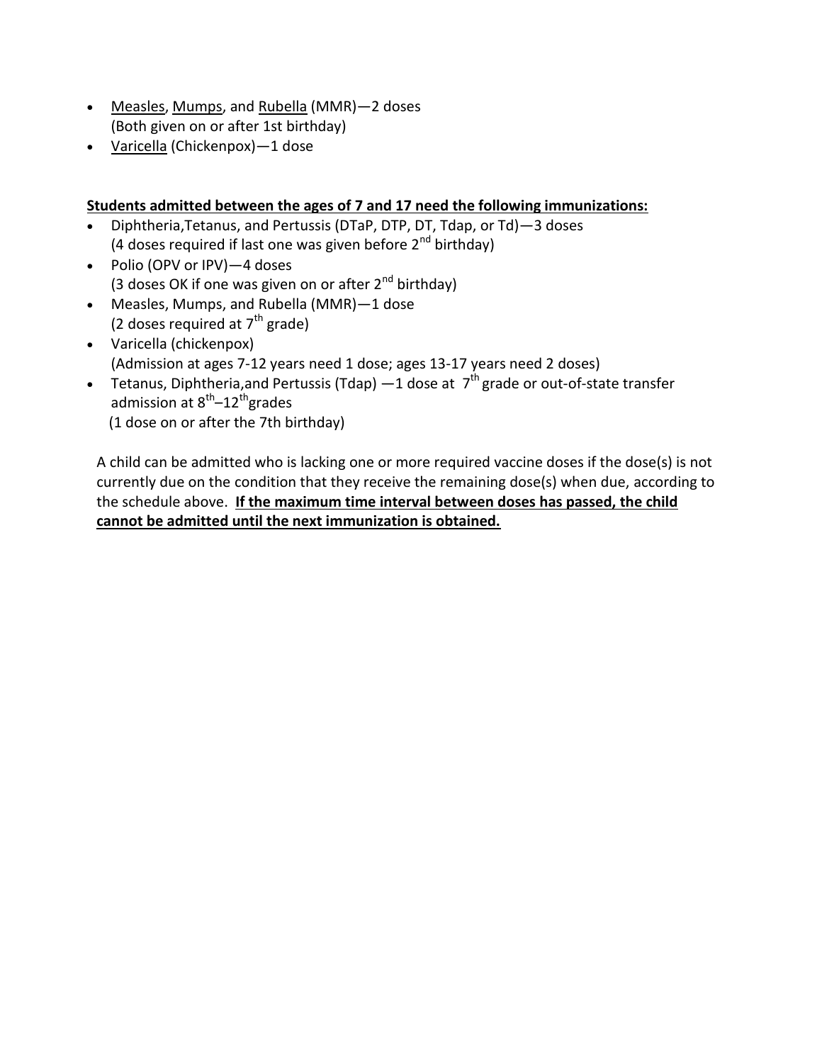- Measles, Mumps, and Rubella (MMR)—2 doses
  (Both given on or after 1st birthday)
- Varicella (Chickenpox)—1 dose

**Students admitted between the ages of 7 and 17 need the following immunizations:**

- Diphtheria,Tetanus, and Pertussis (DTaP, DTP, DT, Tdap, or Td)—3 doses
  (4 doses required if last one was given before 2nd birthday)
- Polio (OPV or IPV)—4 doses
  (3 doses OK if one was given on or after 2nd birthday)
- Measles, Mumps, and Rubella (MMR)—1 dose
  (2 doses required at 7th grade)
- Varicella (chickenpox)
  (Admission at ages 7-12 years need 1 dose; ages 13-17 years need 2 doses)
- Tetanus, Diphtheria,and Pertussis (Tdap) —1 dose at 7th grade or out-of-state transfer admission at 8th–12th grades
  (1 dose on or after the 7th birthday)

A child can be admitted who is lacking one or more required vaccine doses if the dose(s) is not currently due on the condition that they receive the remaining dose(s) when due, according to the schedule above. **If the maximum time interval between doses has passed, the child cannot be admitted until the next immunization is obtained.**